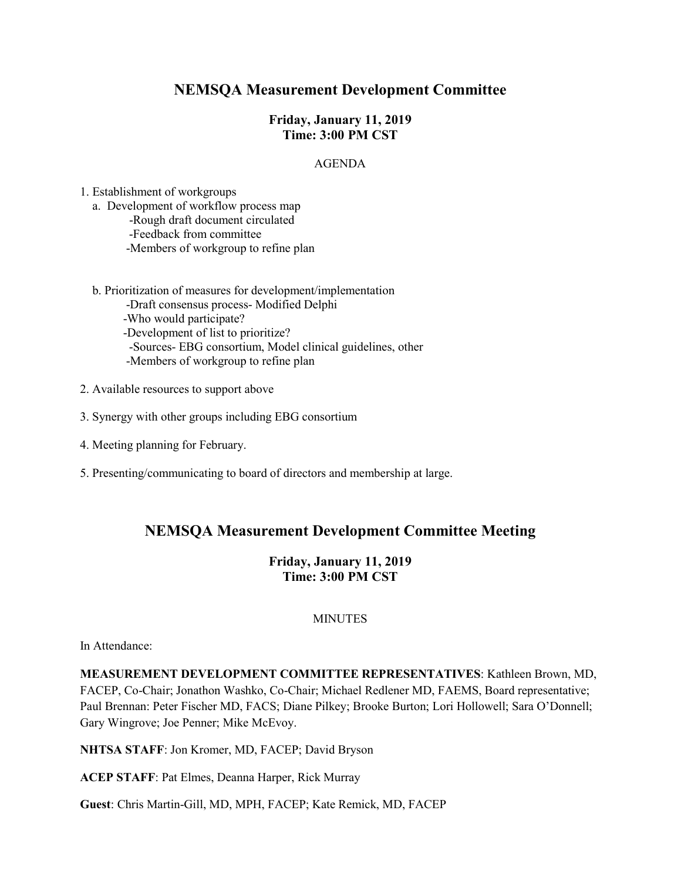# NEMSQA Measurement Development Committee

**Friday, January 11, 2019**
**Time: 3:00 PM CST**

AGENDA

1. Establishment of workgroups
   a. Development of workflow process map
      - Rough draft document circulated
      - Feedback from committee
      - Members of workgroup to refine plan

   b. Prioritization of measures for development/implementation
      - Draft consensus process- Modified Delphi
      - Who would participate?
      - Development of list to prioritize?
        - Sources- EBG consortium, Model clinical guidelines, other
      - Members of workgroup to refine plan

2. Available resources to support above

3. Synergy with other groups including EBG consortium

4. Meeting planning for February.

5. Presenting/communicating to board of directors and membership at large.

# NEMSQA Measurement Development Committee Meeting

**Friday, January 11, 2019**
**Time: 3:00 PM CST**

MINUTES

In Attendance:

**MEASUREMENT DEVELOPMENT COMMITTEE REPRESENTATIVES**: Kathleen Brown, MD, FACEP, Co-Chair; Jonathon Washko, Co-Chair; Michael Redlener MD, FAEMS, Board representative; Paul Brennan: Peter Fischer MD, FACS; Diane Pilkey; Brooke Burton; Lori Hollowell; Sara O'Donnell; Gary Wingrove; Joe Penner; Mike McEvoy.

**NHTSA STAFF**: Jon Kromer, MD, FACEP; David Bryson

**ACEP STAFF**: Pat Elmes, Deanna Harper, Rick Murray

**Guest**: Chris Martin-Gill, MD, MPH, FACEP; Kate Remick, MD, FACEP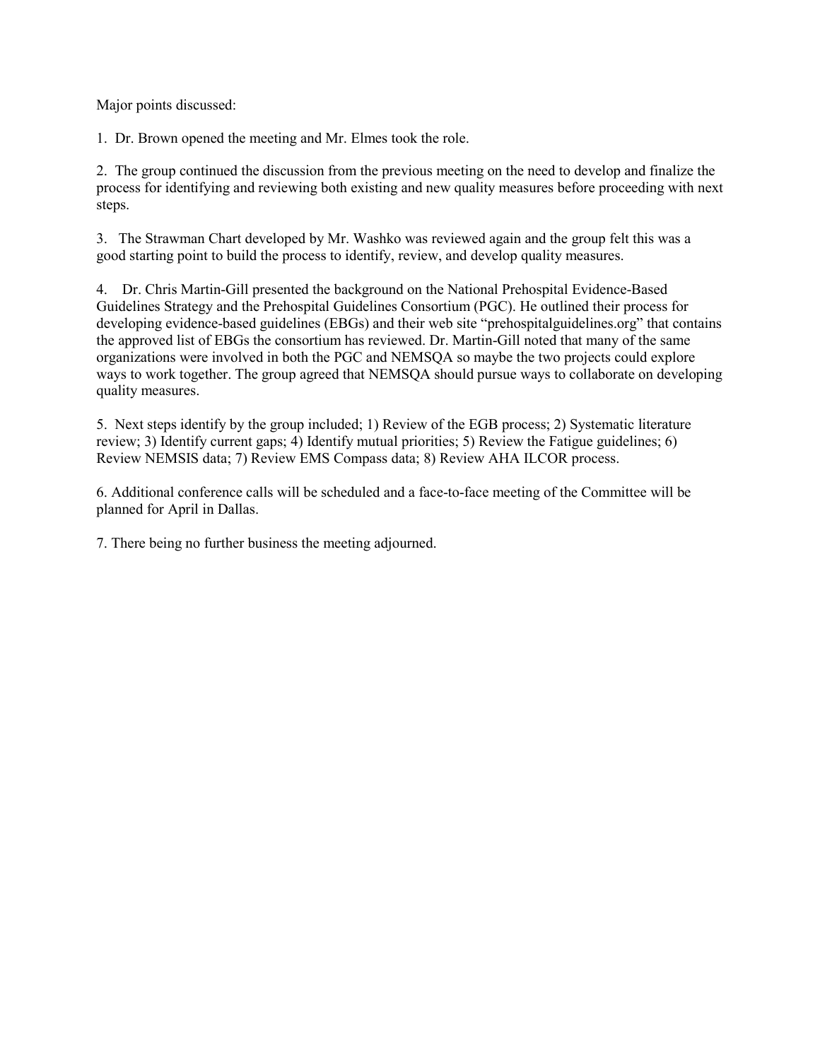Major points discussed:

1. Dr. Brown opened the meeting and Mr. Elmes took the role.

2. The group continued the discussion from the previous meeting on the need to develop and finalize the process for identifying and reviewing both existing and new quality measures before proceeding with next steps.

3. The Strawman Chart developed by Mr. Washko was reviewed again and the group felt this was a good starting point to build the process to identify, review, and develop quality measures.

4. Dr. Chris Martin-Gill presented the background on the National Prehospital Evidence-Based Guidelines Strategy and the Prehospital Guidelines Consortium (PGC). He outlined their process for developing evidence-based guidelines (EBGs) and their web site "prehospitalguidelines.org" that contains the approved list of EBGs the consortium has reviewed. Dr. Martin-Gill noted that many of the same organizations were involved in both the PGC and NEMSQA so maybe the two projects could explore ways to work together. The group agreed that NEMSQA should pursue ways to collaborate on developing quality measures.

5. Next steps identify by the group included; 1) Review of the EGB process; 2) Systematic literature review; 3) Identify current gaps; 4) Identify mutual priorities; 5) Review the Fatigue guidelines; 6) Review NEMSIS data; 7) Review EMS Compass data; 8) Review AHA ILCOR process.

6. Additional conference calls will be scheduled and a face-to-face meeting of the Committee will be planned for April in Dallas.

7. There being no further business the meeting adjourned.